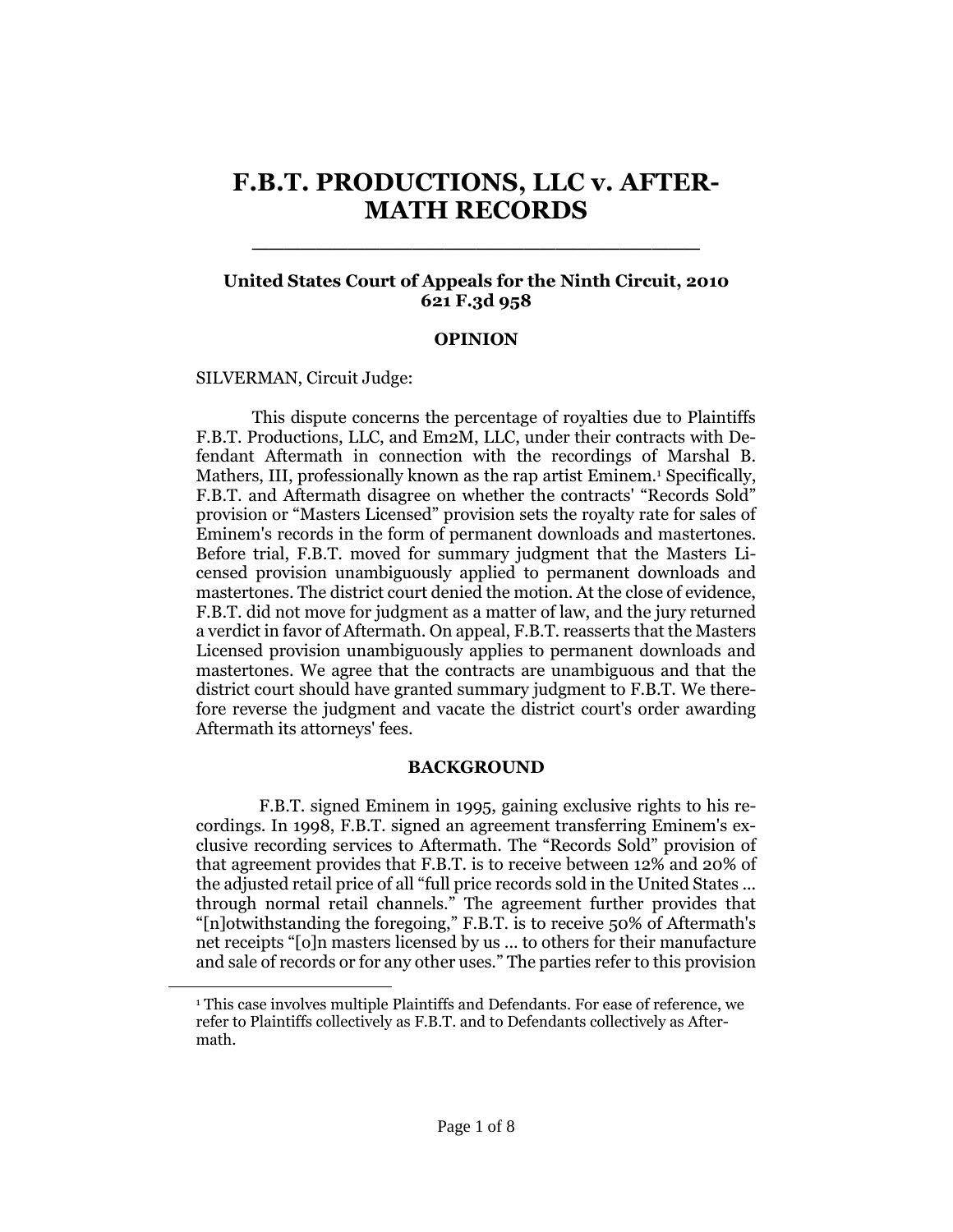# F.B.T. PRODUCTIONS, LLC v. AFTERMATH RECORDS

**United States Court of Appeals for the Ninth Circuit, 2010**
**621 F.3d 958**

**OPINION**

SILVERMAN, Circuit Judge:

This dispute concerns the percentage of royalties due to Plaintiffs F.B.T. Productions, LLC, and Em2M, LLC, under their contracts with Defendant Aftermath in connection with the recordings of Marshal B. Mathers, III, professionally known as the rap artist Eminem.[1] Specifically, F.B.T. and Aftermath disagree on whether the contracts' "Records Sold" provision or "Masters Licensed" provision sets the royalty rate for sales of Eminem's records in the form of permanent downloads and mastertones. Before trial, F.B.T. moved for summary judgment that the Masters Licensed provision unambiguously applied to permanent downloads and mastertones. The district court denied the motion. At the close of evidence, F.B.T. did not move for judgment as a matter of law, and the jury returned a verdict in favor of Aftermath. On appeal, F.B.T. reasserts that the Masters Licensed provision unambiguously applies to permanent downloads and mastertones. We agree that the contracts are unambiguous and that the district court should have granted summary judgment to F.B.T. We therefore reverse the judgment and vacate the district court's order awarding Aftermath its attorneys' fees.

**BACKGROUND**

F.B.T. signed Eminem in 1995, gaining exclusive rights to his recordings. In 1998, F.B.T. signed an agreement transferring Eminem's exclusive recording services to Aftermath. The "Records Sold" provision of that agreement provides that F.B.T. is to receive between 12% and 20% of the adjusted retail price of all "full price records sold in the United States ... through normal retail channels." The agreement further provides that "[n]otwithstanding the foregoing," F.B.T. is to receive 50% of Aftermath's net receipts "[o]n masters licensed by us ... to others for their manufacture and sale of records or for any other uses." The parties refer to this provision

[1] This case involves multiple Plaintiffs and Defendants. For ease of reference, we refer to Plaintiffs collectively as F.B.T. and to Defendants collectively as Aftermath.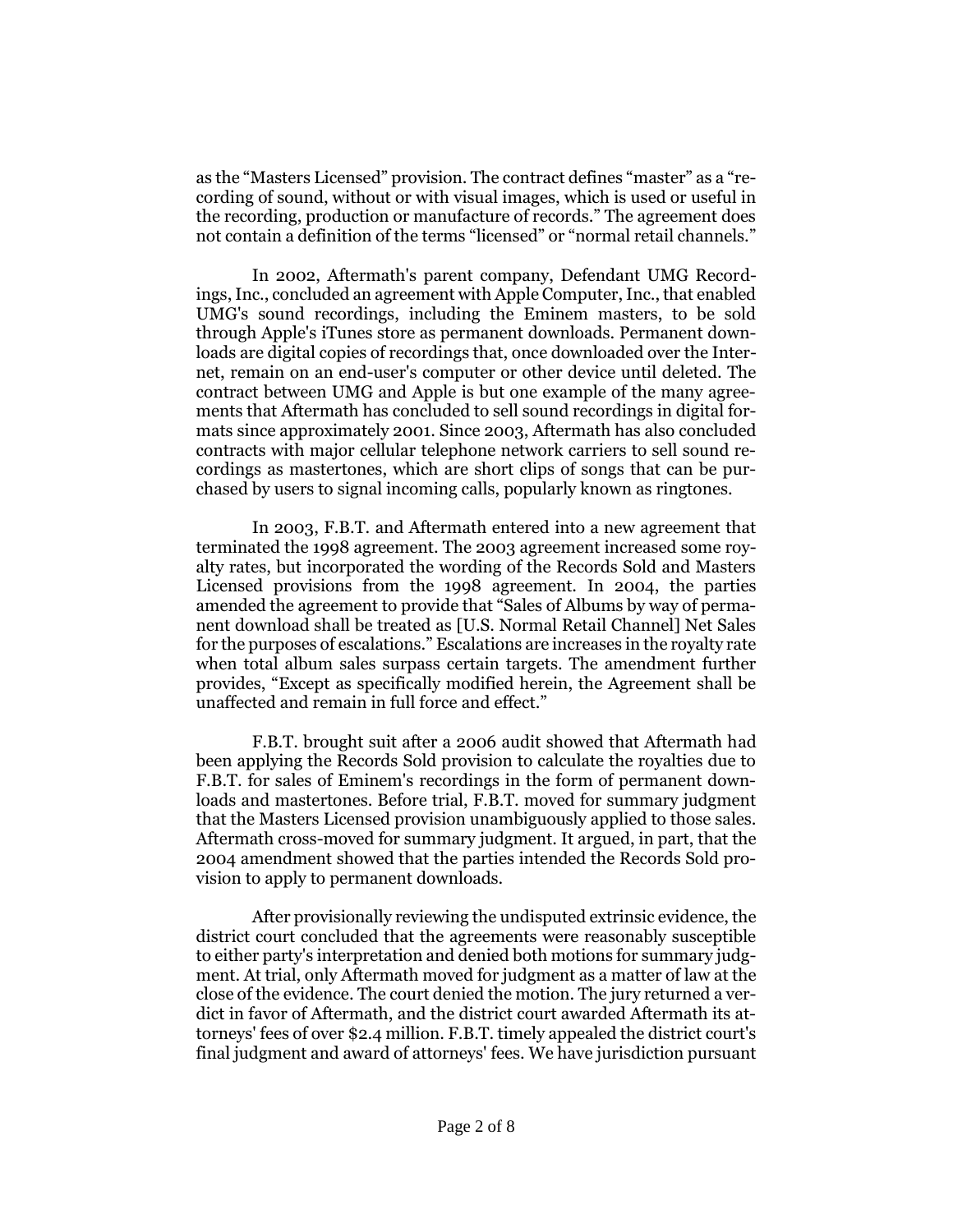as the “Masters Licensed” provision. The contract defines “master” as a “recording of sound, without or with visual images, which is used or useful in the recording, production or manufacture of records.” The agreement does not contain a definition of the terms “licensed” or “normal retail channels.”

In 2002, Aftermath's parent company, Defendant UMG Recordings, Inc., concluded an agreement with Apple Computer, Inc., that enabled UMG's sound recordings, including the Eminem masters, to be sold through Apple's iTunes store as permanent downloads. Permanent downloads are digital copies of recordings that, once downloaded over the Internet, remain on an end-user's computer or other device until deleted. The contract between UMG and Apple is but one example of the many agreements that Aftermath has concluded to sell sound recordings in digital formats since approximately 2001. Since 2003, Aftermath has also concluded contracts with major cellular telephone network carriers to sell sound recordings as mastertones, which are short clips of songs that can be purchased by users to signal incoming calls, popularly known as ringtones.

In 2003, F.B.T. and Aftermath entered into a new agreement that terminated the 1998 agreement. The 2003 agreement increased some royalty rates, but incorporated the wording of the Records Sold and Masters Licensed provisions from the 1998 agreement. In 2004, the parties amended the agreement to provide that “Sales of Albums by way of permanent download shall be treated as [U.S. Normal Retail Channel] Net Sales for the purposes of escalations.” Escalations are increases in the royalty rate when total album sales surpass certain targets. The amendment further provides, “Except as specifically modified herein, the Agreement shall be unaffected and remain in full force and effect.”

F.B.T. brought suit after a 2006 audit showed that Aftermath had been applying the Records Sold provision to calculate the royalties due to F.B.T. for sales of Eminem's recordings in the form of permanent downloads and mastertones. Before trial, F.B.T. moved for summary judgment that the Masters Licensed provision unambiguously applied to those sales. Aftermath cross-moved for summary judgment. It argued, in part, that the 2004 amendment showed that the parties intended the Records Sold provision to apply to permanent downloads.

After provisionally reviewing the undisputed extrinsic evidence, the district court concluded that the agreements were reasonably susceptible to either party's interpretation and denied both motions for summary judgment. At trial, only Aftermath moved for judgment as a matter of law at the close of the evidence. The court denied the motion. The jury returned a verdict in favor of Aftermath, and the district court awarded Aftermath its attorneys' fees of over $2.4 million. F.B.T. timely appealed the district court's final judgment and award of attorneys' fees. We have jurisdiction pursuant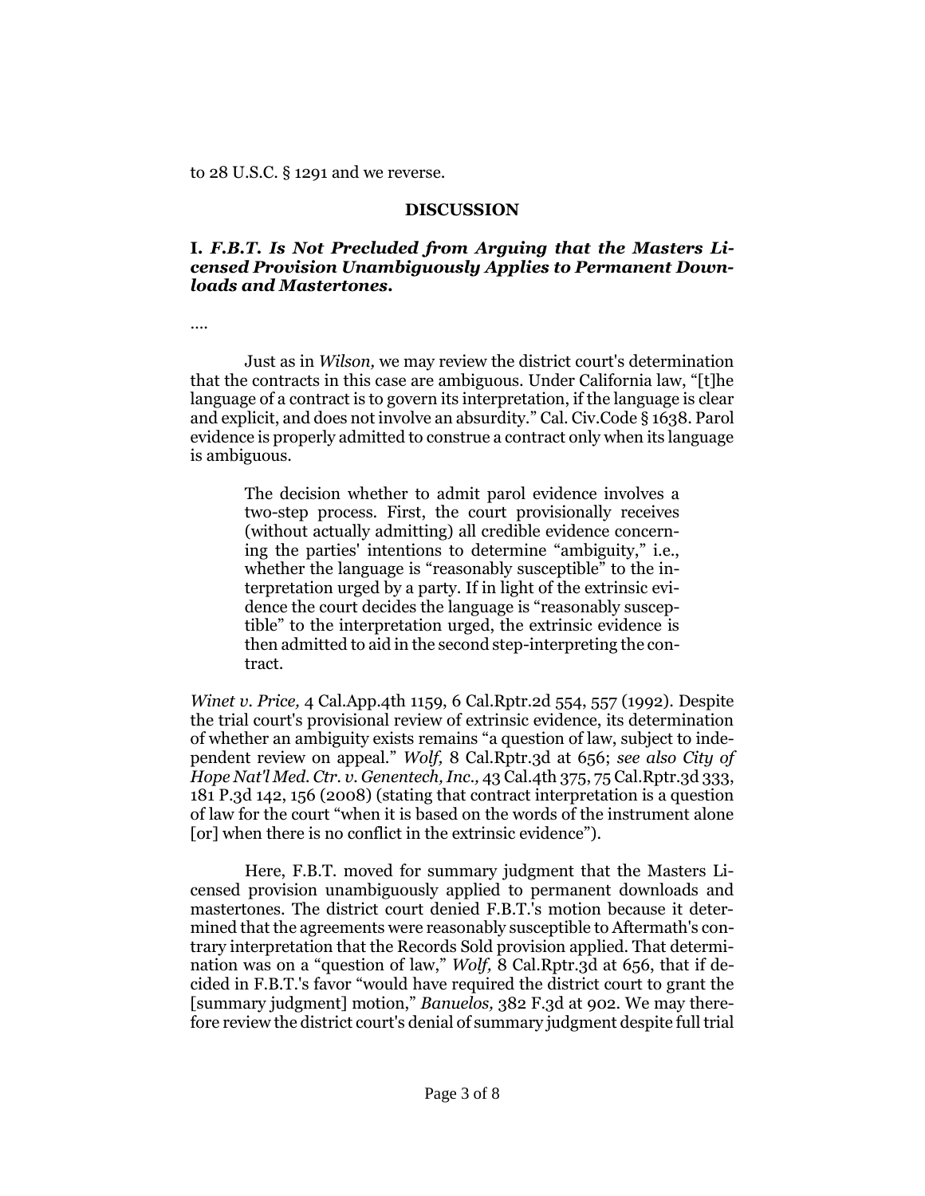to 28 U.S.C. § 1291 and we reverse.

## DISCUSSION

### I. *F.B.T. Is Not Precluded from Arguing that the Masters Licensed Provision Unambiguously Applies to Permanent Downloads and Mastertones.*

....

Just as in *Wilson,* we may review the district court's determination that the contracts in this case are ambiguous. Under California law, "[t]he language of a contract is to govern its interpretation, if the language is clear and explicit, and does not involve an absurdity." Cal. Civ.Code § 1638. Parol evidence is properly admitted to construe a contract only when its language is ambiguous.

> The decision whether to admit parol evidence involves a two-step process. First, the court provisionally receives (without actually admitting) all credible evidence concerning the parties' intentions to determine "ambiguity," i.e., whether the language is "reasonably susceptible" to the interpretation urged by a party. If in light of the extrinsic evidence the court decides the language is "reasonably susceptible" to the interpretation urged, the extrinsic evidence is then admitted to aid in the second step-interpreting the contract.

*Winet v. Price,* 4 Cal.App.4th 1159, 6 Cal.Rptr.2d 554, 557 (1992). Despite the trial court's provisional review of extrinsic evidence, its determination of whether an ambiguity exists remains "a question of law, subject to independent review on appeal." *Wolf,* 8 Cal.Rptr.3d at 656; *see also City of Hope Nat'l Med. Ctr. v. Genentech, Inc.,* 43 Cal.4th 375, 75 Cal.Rptr.3d 333, 181 P.3d 142, 156 (2008) (stating that contract interpretation is a question of law for the court "when it is based on the words of the instrument alone [or] when there is no conflict in the extrinsic evidence").

Here, F.B.T. moved for summary judgment that the Masters Licensed provision unambiguously applied to permanent downloads and mastertones. The district court denied F.B.T.'s motion because it determined that the agreements were reasonably susceptible to Aftermath's contrary interpretation that the Records Sold provision applied. That determination was on a "question of law," *Wolf,* 8 Cal.Rptr.3d at 656, that if decided in F.B.T.'s favor "would have required the district court to grant the [summary judgment] motion," *Banuelos,* 382 F.3d at 902. We may therefore review the district court's denial of summary judgment despite full trial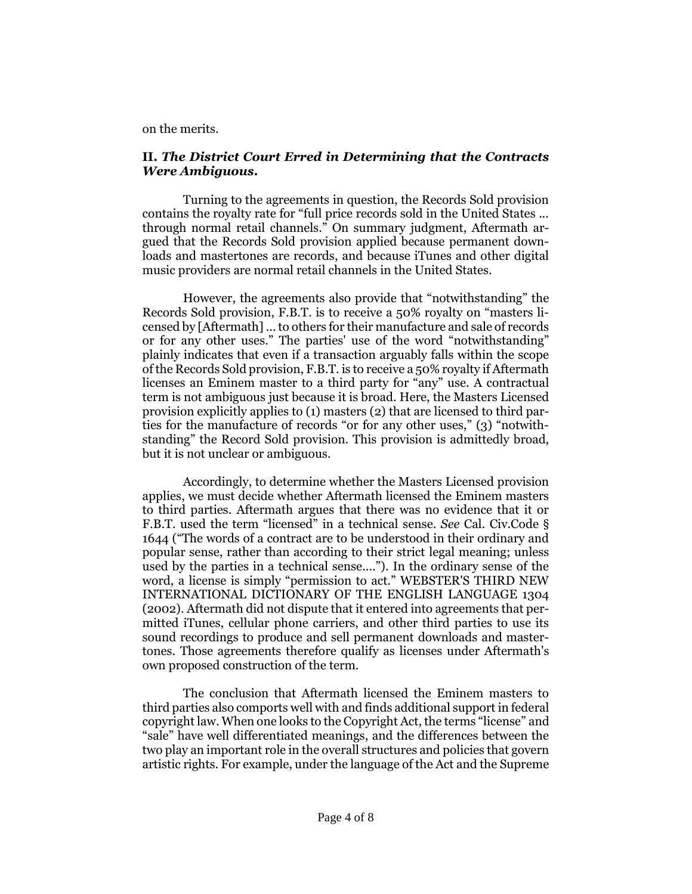on the merits.

### II. *The District Court Erred in Determining that the Contracts Were Ambiguous.*

Turning to the agreements in question, the Records Sold provision contains the royalty rate for "full price records sold in the United States ... through normal retail channels." On summary judgment, Aftermath argued that the Records Sold provision applied because permanent downloads and mastertones are records, and because iTunes and other digital music providers are normal retail channels in the United States.

However, the agreements also provide that "notwithstanding" the Records Sold provision, F.B.T. is to receive a 50% royalty on "masters licensed by [Aftermath] ... to others for their manufacture and sale of records or for any other uses." The parties' use of the word "notwithstanding" plainly indicates that even if a transaction arguably falls within the scope of the Records Sold provision, F.B.T. is to receive a 50% royalty if Aftermath licenses an Eminem master to a third party for "any" use. A contractual term is not ambiguous just because it is broad. Here, the Masters Licensed provision explicitly applies to (1) masters (2) that are licensed to third parties for the manufacture of records "or for any other uses," (3) "notwithstanding" the Record Sold provision. This provision is admittedly broad, but it is not unclear or ambiguous.

Accordingly, to determine whether the Masters Licensed provision applies, we must decide whether Aftermath licensed the Eminem masters to third parties. Aftermath argues that there was no evidence that it or F.B.T. used the term "licensed" in a technical sense. *See* Cal. Civ.Code § 1644 ("The words of a contract are to be understood in their ordinary and popular sense, rather than according to their strict legal meaning; unless used by the parties in a technical sense...."). In the ordinary sense of the word, a license is simply "permission to act." WEBSTER'S THIRD NEW INTERNATIONAL DICTIONARY OF THE ENGLISH LANGUAGE 1304 (2002). Aftermath did not dispute that it entered into agreements that permitted iTunes, cellular phone carriers, and other third parties to use its sound recordings to produce and sell permanent downloads and mastertones. Those agreements therefore qualify as licenses under Aftermath's own proposed construction of the term.

The conclusion that Aftermath licensed the Eminem masters to third parties also comports well with and finds additional support in federal copyright law. When one looks to the Copyright Act, the terms "license" and "sale" have well differentiated meanings, and the differences between the two play an important role in the overall structures and policies that govern artistic rights. For example, under the language of the Act and the Supreme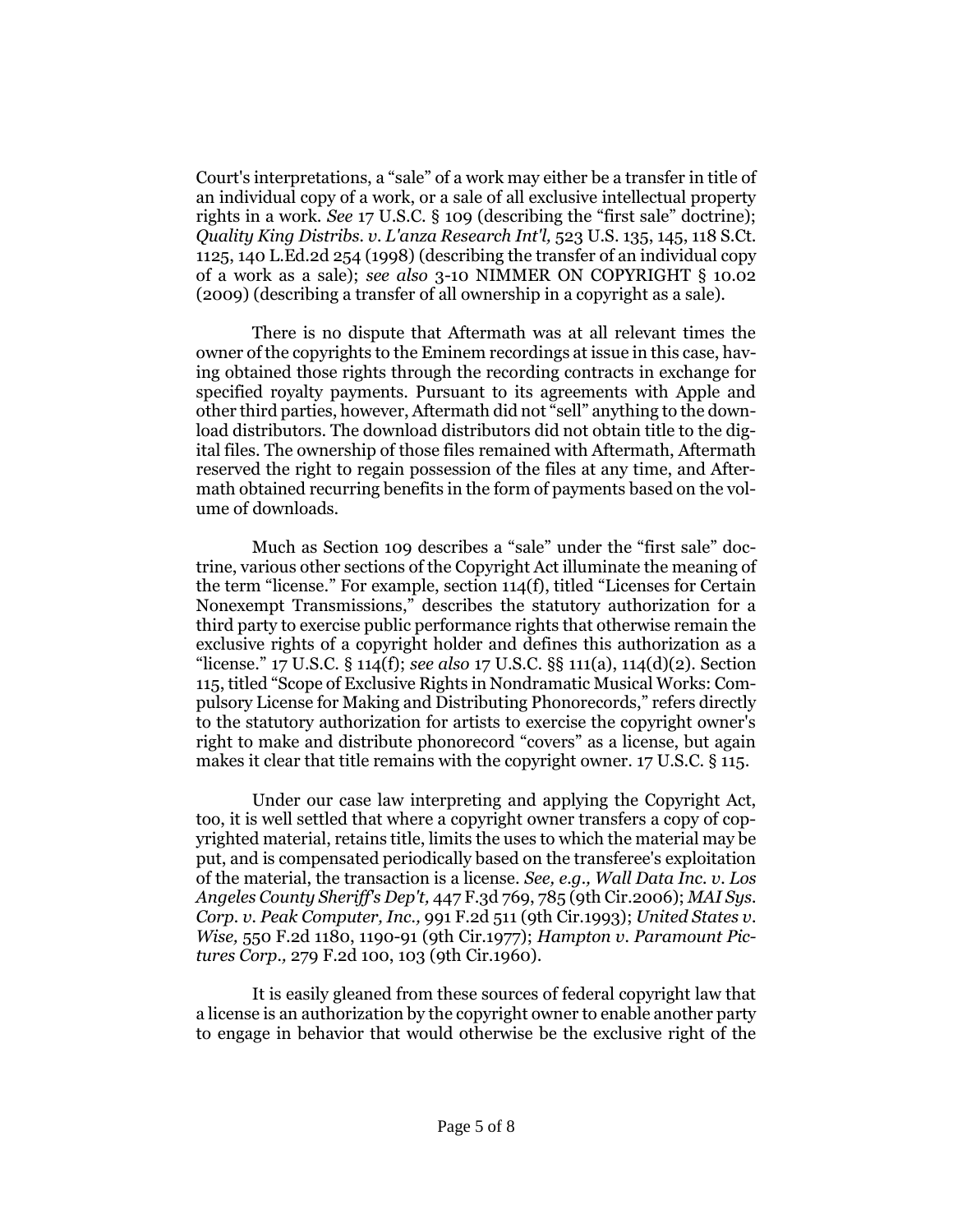Court's interpretations, a "sale" of a work may either be a transfer in title of an individual copy of a work, or a sale of all exclusive intellectual property rights in a work. *See* 17 U.S.C. § 109 (describing the "first sale" doctrine); *Quality King Distribs. v. L'anza Research Int'l,* 523 U.S. 135, 145, 118 S.Ct. 1125, 140 L.Ed.2d 254 (1998) (describing the transfer of an individual copy of a work as a sale); *see also* 3-10 NIMMER ON COPYRIGHT § 10.02 (2009) (describing a transfer of all ownership in a copyright as a sale).

There is no dispute that Aftermath was at all relevant times the owner of the copyrights to the Eminem recordings at issue in this case, having obtained those rights through the recording contracts in exchange for specified royalty payments. Pursuant to its agreements with Apple and other third parties, however, Aftermath did not "sell" anything to the download distributors. The download distributors did not obtain title to the digital files. The ownership of those files remained with Aftermath, Aftermath reserved the right to regain possession of the files at any time, and Aftermath obtained recurring benefits in the form of payments based on the volume of downloads.

Much as Section 109 describes a "sale" under the "first sale" doctrine, various other sections of the Copyright Act illuminate the meaning of the term "license." For example, section 114(f), titled "Licenses for Certain Nonexempt Transmissions," describes the statutory authorization for a third party to exercise public performance rights that otherwise remain the exclusive rights of a copyright holder and defines this authorization as a "license." 17 U.S.C. § 114(f); *see also* 17 U.S.C. §§ 111(a), 114(d)(2). Section 115, titled "Scope of Exclusive Rights in Nondramatic Musical Works: Compulsory License for Making and Distributing Phonorecords," refers directly to the statutory authorization for artists to exercise the copyright owner's right to make and distribute phonorecord "covers" as a license, but again makes it clear that title remains with the copyright owner. 17 U.S.C. § 115.

Under our case law interpreting and applying the Copyright Act, too, it is well settled that where a copyright owner transfers a copy of copyrighted material, retains title, limits the uses to which the material may be put, and is compensated periodically based on the transferee's exploitation of the material, the transaction is a license. *See, e.g., Wall Data Inc. v. Los Angeles County Sheriff's Dep't,* 447 F.3d 769, 785 (9th Cir.2006); *MAI Sys. Corp. v. Peak Computer, Inc.,* 991 F.2d 511 (9th Cir.1993); *United States v. Wise,* 550 F.2d 1180, 1190-91 (9th Cir.1977); *Hampton v. Paramount Pictures Corp.,* 279 F.2d 100, 103 (9th Cir.1960).

It is easily gleaned from these sources of federal copyright law that a license is an authorization by the copyright owner to enable another party to engage in behavior that would otherwise be the exclusive right of the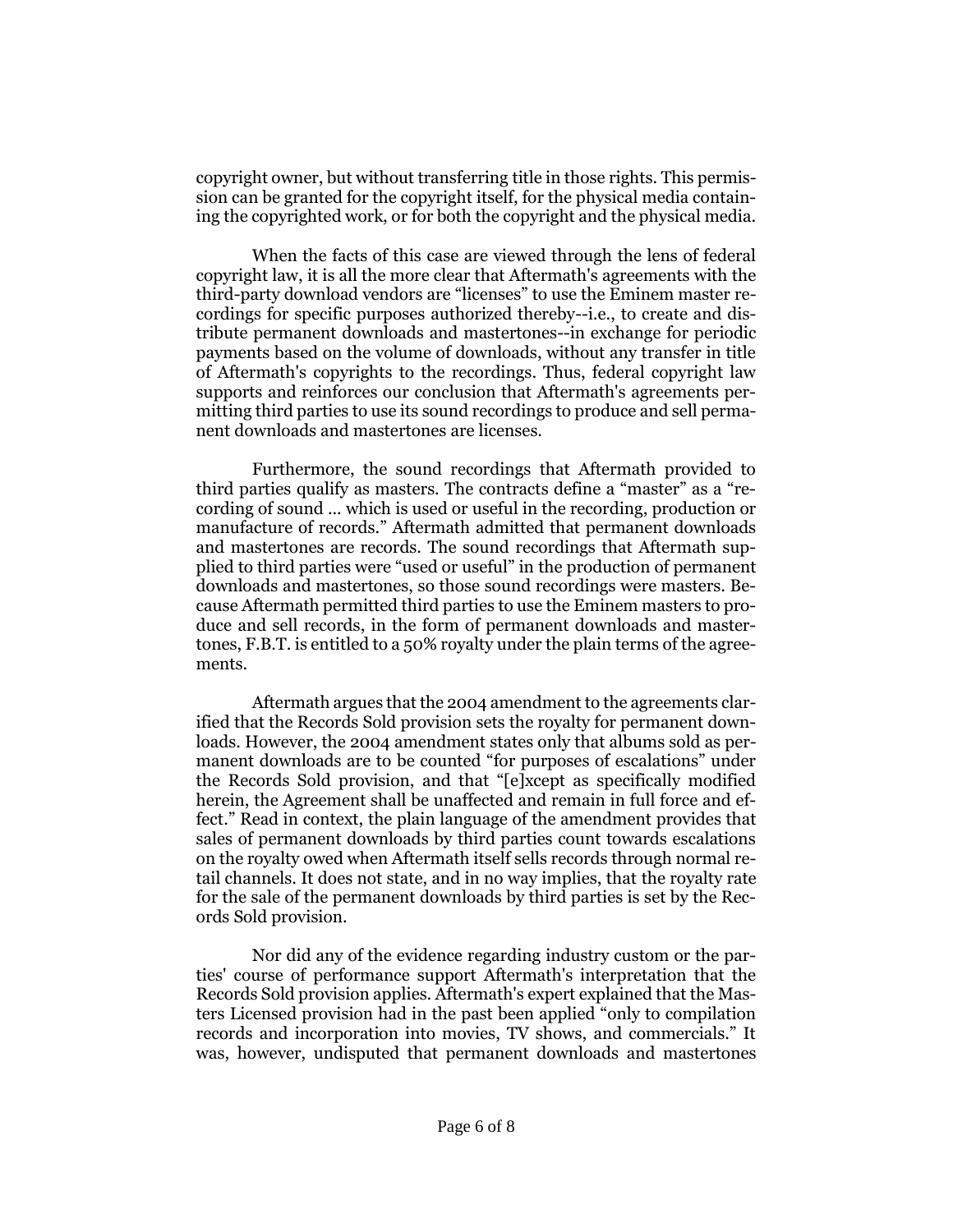copyright owner, but without transferring title in those rights. This permission can be granted for the copyright itself, for the physical media containing the copyrighted work, or for both the copyright and the physical media.

When the facts of this case are viewed through the lens of federal copyright law, it is all the more clear that Aftermath's agreements with the third-party download vendors are "licenses" to use the Eminem master recordings for specific purposes authorized thereby--i.e., to create and distribute permanent downloads and mastertones--in exchange for periodic payments based on the volume of downloads, without any transfer in title of Aftermath's copyrights to the recordings. Thus, federal copyright law supports and reinforces our conclusion that Aftermath's agreements permitting third parties to use its sound recordings to produce and sell permanent downloads and mastertones are licenses.

Furthermore, the sound recordings that Aftermath provided to third parties qualify as masters. The contracts define a "master" as a "recording of sound ... which is used or useful in the recording, production or manufacture of records." Aftermath admitted that permanent downloads and mastertones are records. The sound recordings that Aftermath supplied to third parties were "used or useful" in the production of permanent downloads and mastertones, so those sound recordings were masters. Because Aftermath permitted third parties to use the Eminem masters to produce and sell records, in the form of permanent downloads and mastertones, F.B.T. is entitled to a 50% royalty under the plain terms of the agreements.

Aftermath argues that the 2004 amendment to the agreements clarified that the Records Sold provision sets the royalty for permanent downloads. However, the 2004 amendment states only that albums sold as permanent downloads are to be counted "for purposes of escalations" under the Records Sold provision, and that "[e]xcept as specifically modified herein, the Agreement shall be unaffected and remain in full force and effect." Read in context, the plain language of the amendment provides that sales of permanent downloads by third parties count towards escalations on the royalty owed when Aftermath itself sells records through normal retail channels. It does not state, and in no way implies, that the royalty rate for the sale of the permanent downloads by third parties is set by the Records Sold provision.

Nor did any of the evidence regarding industry custom or the parties' course of performance support Aftermath's interpretation that the Records Sold provision applies. Aftermath's expert explained that the Masters Licensed provision had in the past been applied "only to compilation records and incorporation into movies, TV shows, and commercials." It was, however, undisputed that permanent downloads and mastertones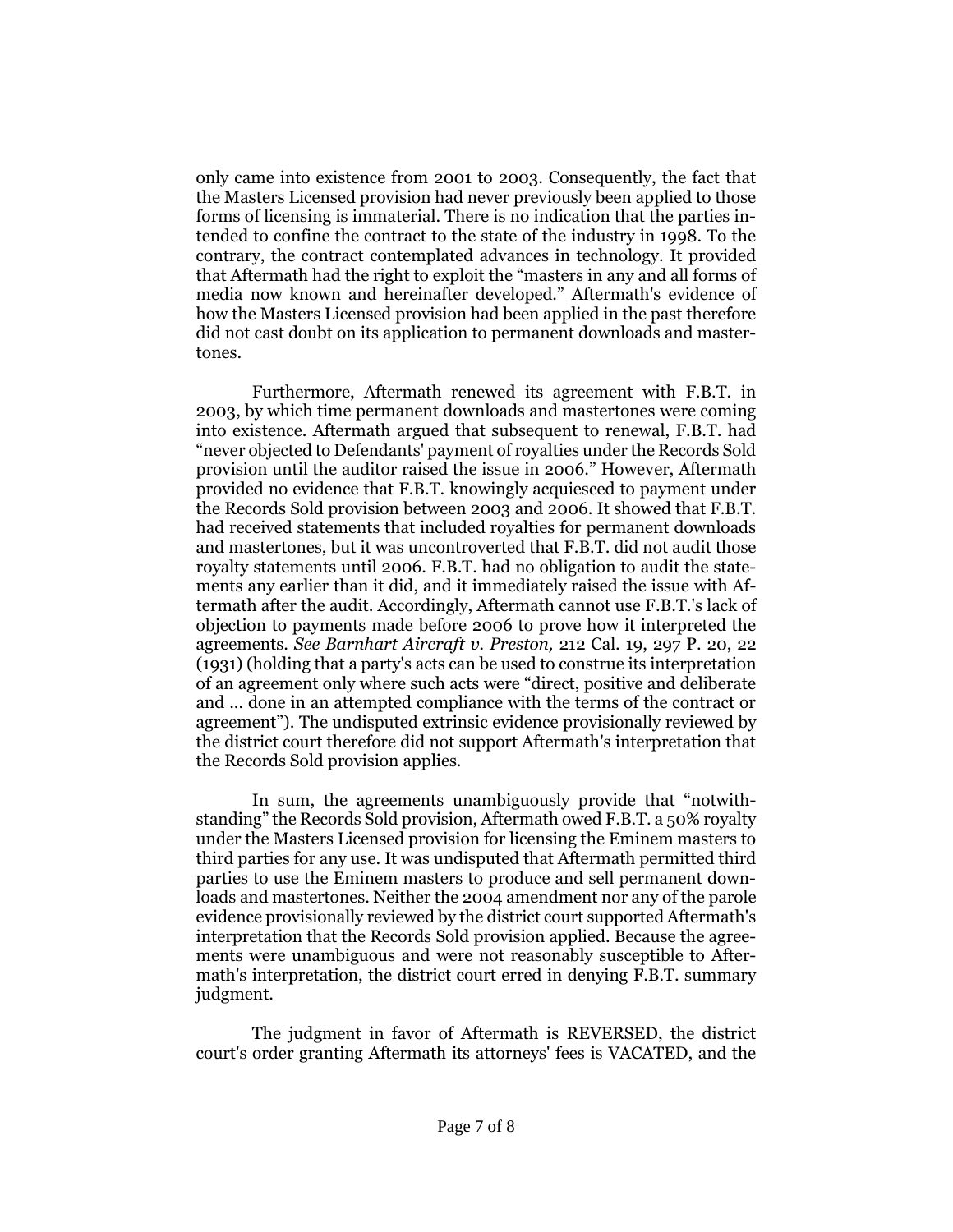only came into existence from 2001 to 2003. Consequently, the fact that the Masters Licensed provision had never previously been applied to those forms of licensing is immaterial. There is no indication that the parties intended to confine the contract to the state of the industry in 1998. To the contrary, the contract contemplated advances in technology. It provided that Aftermath had the right to exploit the "masters in any and all forms of media now known and hereinafter developed." Aftermath's evidence of how the Masters Licensed provision had been applied in the past therefore did not cast doubt on its application to permanent downloads and mastertones.

Furthermore, Aftermath renewed its agreement with F.B.T. in 2003, by which time permanent downloads and mastertones were coming into existence. Aftermath argued that subsequent to renewal, F.B.T. had "never objected to Defendants' payment of royalties under the Records Sold provision until the auditor raised the issue in 2006." However, Aftermath provided no evidence that F.B.T. knowingly acquiesced to payment under the Records Sold provision between 2003 and 2006. It showed that F.B.T. had received statements that included royalties for permanent downloads and mastertones, but it was uncontroverted that F.B.T. did not audit those royalty statements until 2006. F.B.T. had no obligation to audit the statements any earlier than it did, and it immediately raised the issue with Aftermath after the audit. Accordingly, Aftermath cannot use F.B.T.'s lack of objection to payments made before 2006 to prove how it interpreted the agreements. *See Barnhart Aircraft v. Preston,* 212 Cal. 19, 297 P. 20, 22 (1931) (holding that a party's acts can be used to construe its interpretation of an agreement only where such acts were "direct, positive and deliberate and ... done in an attempted compliance with the terms of the contract or agreement"). The undisputed extrinsic evidence provisionally reviewed by the district court therefore did not support Aftermath's interpretation that the Records Sold provision applies.

In sum, the agreements unambiguously provide that "notwithstanding" the Records Sold provision, Aftermath owed F.B.T. a 50% royalty under the Masters Licensed provision for licensing the Eminem masters to third parties for any use. It was undisputed that Aftermath permitted third parties to use the Eminem masters to produce and sell permanent downloads and mastertones. Neither the 2004 amendment nor any of the parole evidence provisionally reviewed by the district court supported Aftermath's interpretation that the Records Sold provision applied. Because the agreements were unambiguous and were not reasonably susceptible to Aftermath's interpretation, the district court erred in denying F.B.T. summary judgment.

The judgment in favor of Aftermath is REVERSED, the district court's order granting Aftermath its attorneys' fees is VACATED, and the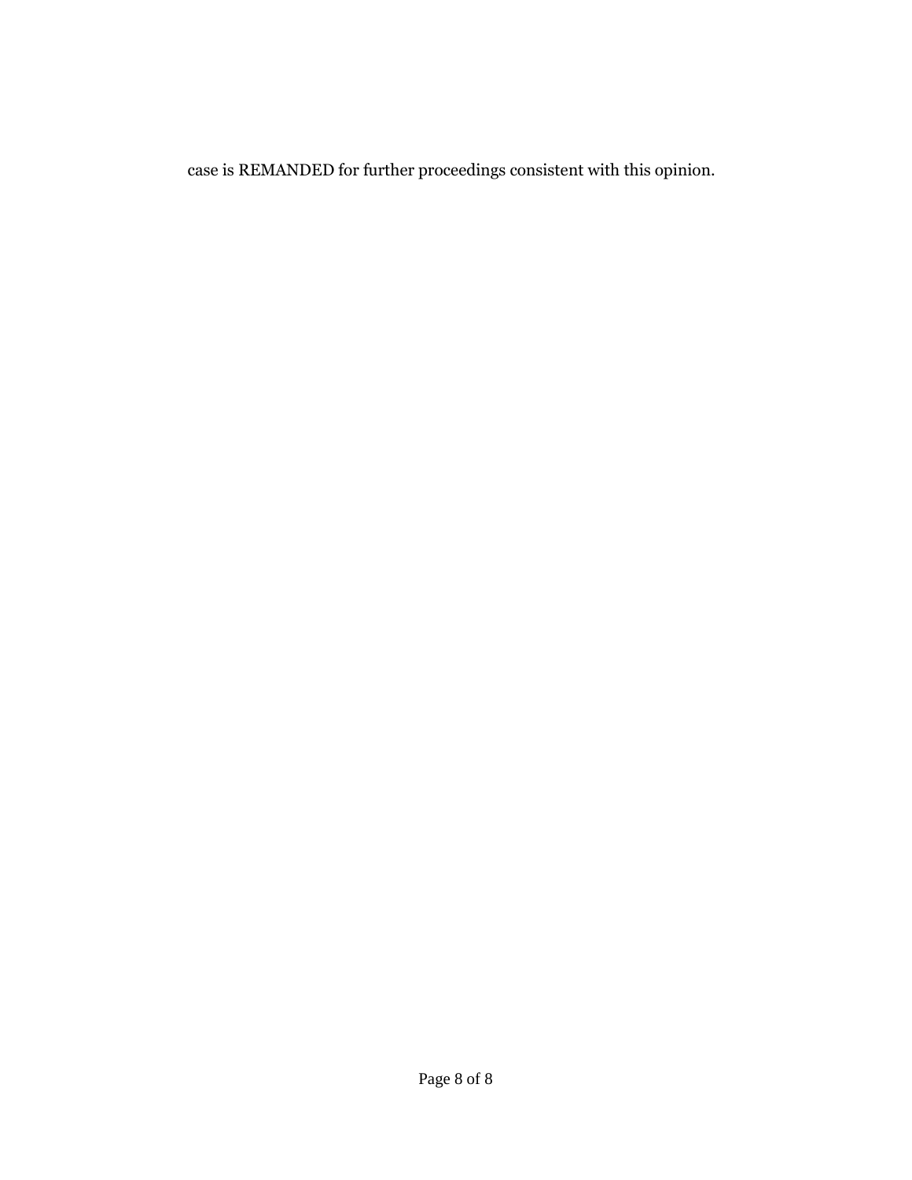case is REMANDED for further proceedings consistent with this opinion.